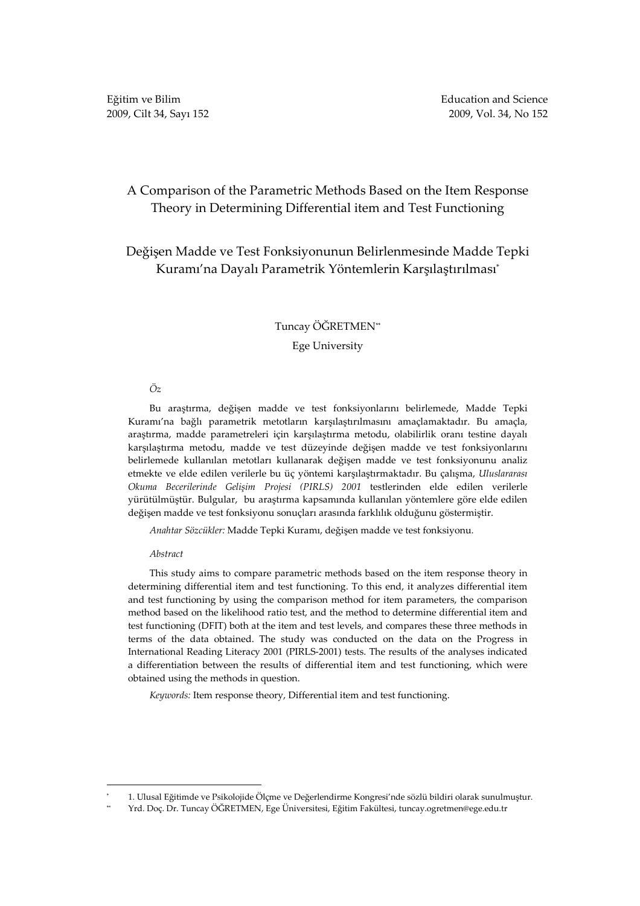Eğitim ve Bilim
2009, Cilt 34, Sayı 152

Education and Science
2009, Vol. 34, No 152

# A Comparison of the Parametric Methods Based on the Item Response Theory in Determining Differential item and Test Functioning

# Değişen Madde ve Test Fonksiyonunun Belirlenmesinde Madde Tepki Kuramı'na Dayalı Parametrik Yöntemlerin Karşılaştırılması[*]

Tuncay ÖĞRETMEN[**]

Ege University

*Öz*

Bu araştırma, değişen madde ve test fonksiyonlarını belirlemede, Madde Tepki Kuramı'na bağlı parametrik metotların karşılaştırılmasını amaçlamaktadır. Bu amaçla, araştırma, madde parametreleri için karşılaştırma metodu, olabilirlik oranı testine dayalı karşılaştırma metodu, madde ve test düzeyinde değişen madde ve test fonksiyonlarını belirlemede kullanılan metotları kullanarak değişen madde ve test fonksiyonunu analiz etmekte ve elde edilen verilerle bu üç yöntemi karşılaştırmaktadır. Bu çalışma, *Uluslararası Okuma Becerilerinde Gelişim Projesi (PIRLS) 2001* testlerinden elde edilen verilerle yürütülmüştür. Bulgular, bu araştırma kapsamında kullanılan yöntemlere göre elde edilen değişen madde ve test fonksiyonu sonuçları arasında farklılık olduğunu göstermiştir.

*Anahtar Sözcükler:* Madde Tepki Kuramı, değişen madde ve test fonksiyonu.

*Abstract*

This study aims to compare parametric methods based on the item response theory in determining differential item and test functioning. To this end, it analyzes differential item and test functioning by using the comparison method for item parameters, the comparison method based on the likelihood ratio test, and the method to determine differential item and test functioning (DFIT) both at the item and test levels, and compares these three methods in terms of the data obtained. The study was conducted on the data on the Progress in International Reading Literacy 2001 (PIRLS-2001) tests. The results of the analyses indicated a differentiation between the results of differential item and test functioning, which were obtained using the methods in question.

*Keywords:* Item response theory, Differential item and test functioning.

---

[*] 1. Ulusal Eğitimde ve Psikolojide Ölçme ve Değerlendirme Kongresi'nde sözlü bildiri olarak sunulmuştur.

[**] Yrd. Doç. Dr. Tuncay ÖĞRETMEN, Ege Üniversitesi, Eğitim Fakültesi, tuncay.ogretmen@ege.edu.tr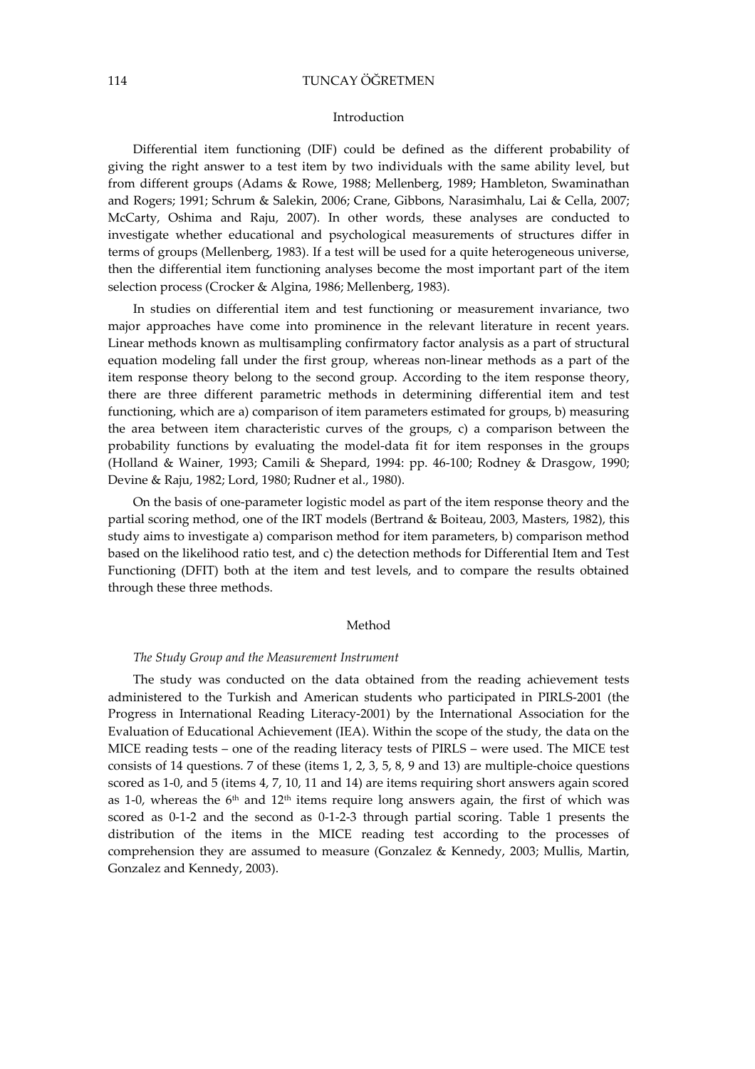## Introduction

Differential item functioning (DIF) could be defined as the different probability of giving the right answer to a test item by two individuals with the same ability level, but from different groups (Adams & Rowe, 1988; Mellenberg, 1989; Hambleton, Swaminathan and Rogers; 1991; Schrum & Salekin, 2006; Crane, Gibbons, Narasimhalu, Lai & Cella, 2007; McCarty, Oshima and Raju, 2007). In other words, these analyses are conducted to investigate whether educational and psychological measurements of structures differ in terms of groups (Mellenberg, 1983). If a test will be used for a quite heterogeneous universe, then the differential item functioning analyses become the most important part of the item selection process (Crocker & Algina, 1986; Mellenberg, 1983).

In studies on differential item and test functioning or measurement invariance, two major approaches have come into prominence in the relevant literature in recent years. Linear methods known as multisampling confirmatory factor analysis as a part of structural equation modeling fall under the first group, whereas non-linear methods as a part of the item response theory belong to the second group. According to the item response theory, there are three different parametric methods in determining differential item and test functioning, which are a) comparison of item parameters estimated for groups, b) measuring the area between item characteristic curves of the groups, c) a comparison between the probability functions by evaluating the model-data fit for item responses in the groups (Holland & Wainer, 1993; Camili & Shepard, 1994: pp. 46-100; Rodney & Drasgow, 1990; Devine & Raju, 1982; Lord, 1980; Rudner et al., 1980).

On the basis of one-parameter logistic model as part of the item response theory and the partial scoring method, one of the IRT models (Bertrand & Boiteau, 2003, Masters, 1982), this study aims to investigate a) comparison method for item parameters, b) comparison method based on the likelihood ratio test, and c) the detection methods for Differential Item and Test Functioning (DFIT) both at the item and test levels, and to compare the results obtained through these three methods.

## Method

### *The Study Group and the Measurement Instrument*

The study was conducted on the data obtained from the reading achievement tests administered to the Turkish and American students who participated in PIRLS-2001 (the Progress in International Reading Literacy-2001) by the International Association for the Evaluation of Educational Achievement (IEA). Within the scope of the study, the data on the MICE reading tests – one of the reading literacy tests of PIRLS – were used. The MICE test consists of 14 questions. 7 of these (items 1, 2, 3, 5, 8, 9 and 13) are multiple-choice questions scored as 1-0, and 5 (items 4, 7, 10, 11 and 14) are items requiring short answers again scored as 1-0, whereas the 6th and 12th items require long answers again, the first of which was scored as 0-1-2 and the second as 0-1-2-3 through partial scoring. Table 1 presents the distribution of the items in the MICE reading test according to the processes of comprehension they are assumed to measure (Gonzalez & Kennedy, 2003; Mullis, Martin, Gonzalez and Kennedy, 2003).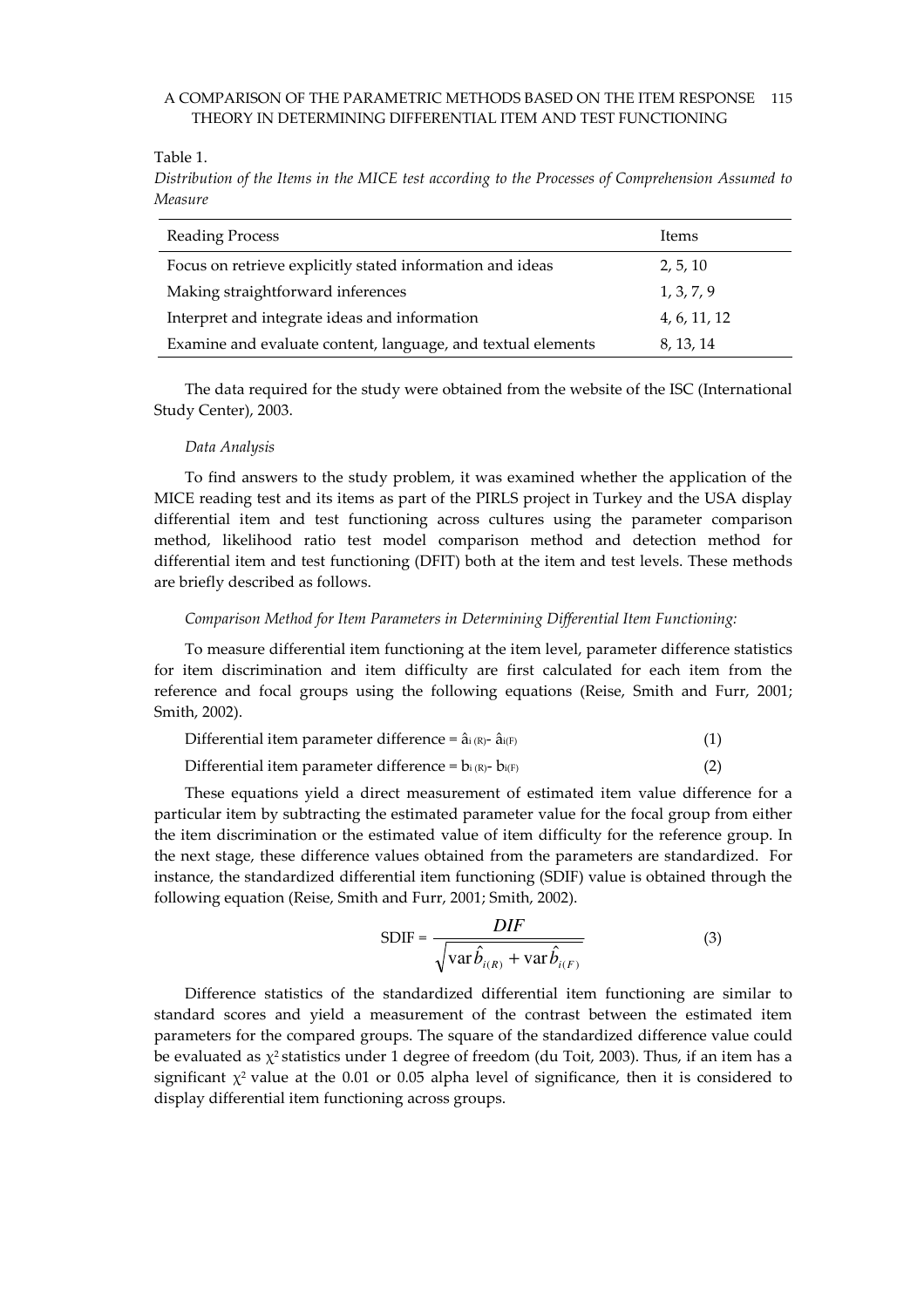Table 1.

*Distribution of the Items in the MICE test according to the Processes of Comprehension Assumed to Measure*

| Reading Process | Items |
| --- | --- |
| Focus on retrieve explicitly stated information and ideas | 2, 5, 10 |
| Making straightforward inferences | 1, 3, 7, 9 |
| Interpret and integrate ideas and information | 4, 6, 11, 12 |
| Examine and evaluate content, language, and textual elements | 8, 13, 14 |

The data required for the study were obtained from the website of the ISC (International Study Center), 2003.

*Data Analysis*

To find answers to the study problem, it was examined whether the application of the MICE reading test and its items as part of the PIRLS project in Turkey and the USA display differential item and test functioning across cultures using the parameter comparison method, likelihood ratio test model comparison method and detection method for differential item and test functioning (DFIT) both at the item and test levels. These methods are briefly described as follows.

*Comparison Method for Item Parameters in Determining Differential Item Functioning:*

To measure differential item functioning at the item level, parameter difference statistics for item discrimination and item difficulty are first calculated for each item from the reference and focal groups using the following equations (Reise, Smith and Furr, 2001; Smith, 2002).

$$\text{Differential item parameter difference} = \hat{a}_{i(R)} - \hat{a}_{i(F)} \quad (1)$$

$$\text{Differential item parameter difference} = b_{i(R)} - b_{i(F)} \quad (2)$$

These equations yield a direct measurement of estimated item value difference for a particular item by subtracting the estimated parameter value for the focal group from either the item discrimination or the estimated value of item difficulty for the reference group. In the next stage, these difference values obtained from the parameters are standardized. For instance, the standardized differential item functioning (SDIF) value is obtained through the following equation (Reise, Smith and Furr, 2001; Smith, 2002).

$$\text{SDIF} = \frac{DIF}{\sqrt{\operatorname{var}\hat{b}_{i(R)} + \operatorname{var}\hat{b}_{i(F)}}} \quad (3)$$

Difference statistics of the standardized differential item functioning are similar to standard scores and yield a measurement of the contrast between the estimated item parameters for the compared groups. The square of the standardized difference value could be evaluated as $\chi^2$ statistics under 1 degree of freedom (du Toit, 2003). Thus, if an item has a significant $\chi^2$ value at the 0.01 or 0.05 alpha level of significance, then it is considered to display differential item functioning across groups.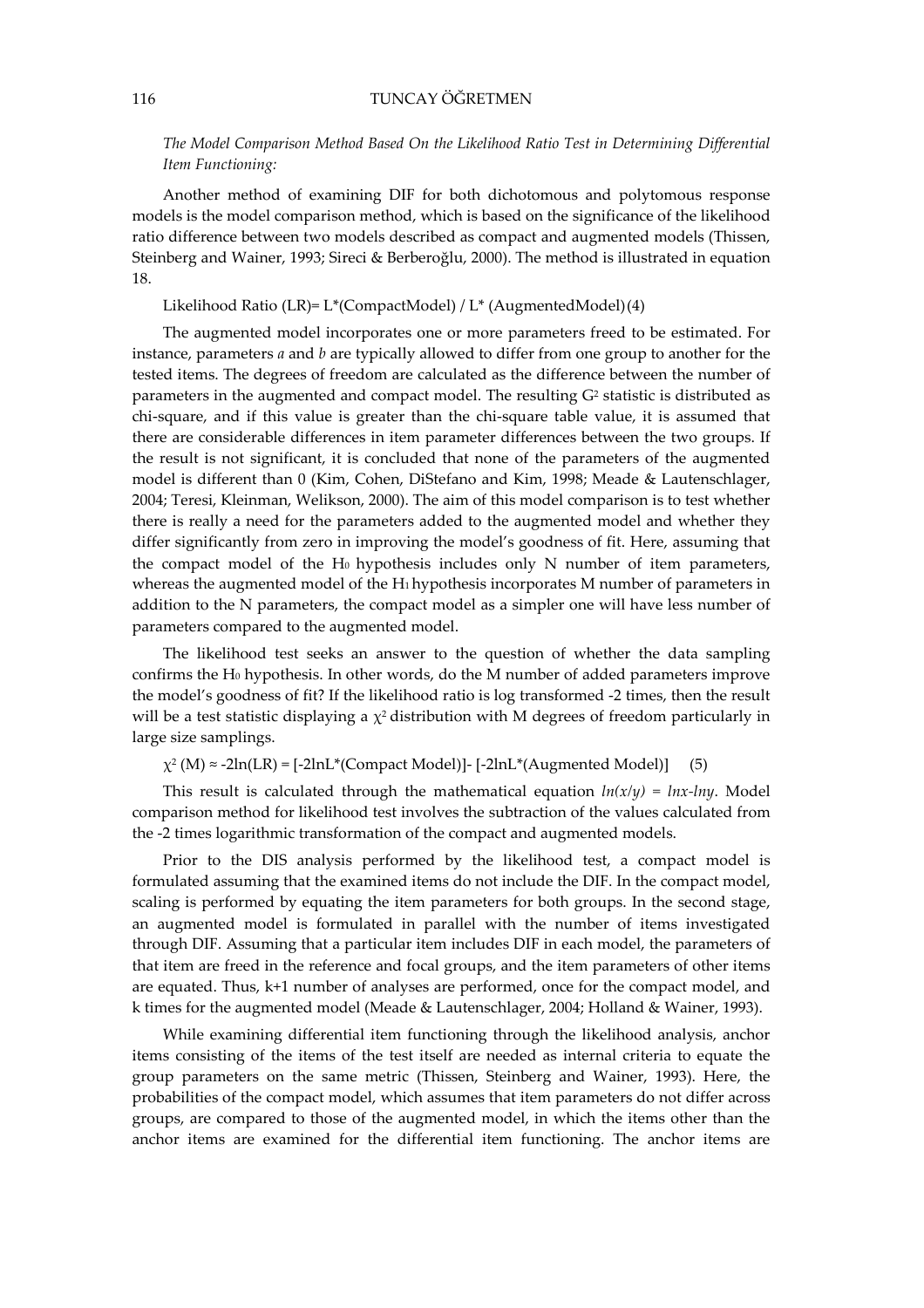*The Model Comparison Method Based On the Likelihood Ratio Test in Determining Differential Item Functioning:*

Another method of examining DIF for both dichotomous and polytomous response models is the model comparison method, which is based on the significance of the likelihood ratio difference between two models described as compact and augmented models (Thissen, Steinberg and Wainer, 1993; Sireci & Berberoğlu, 2000). The method is illustrated in equation 18.

Likelihood Ratio (LR)= L*(CompactModel) / L* (AugmentedModel)(4)

The augmented model incorporates one or more parameters freed to be estimated. For instance, parameters *a* and *b* are typically allowed to differ from one group to another for the tested items. The degrees of freedom are calculated as the difference between the number of parameters in the augmented and compact model. The resulting $G^2$ statistic is distributed as chi-square, and if this value is greater than the chi-square table value, it is assumed that there are considerable differences in item parameter differences between the two groups. If the result is not significant, it is concluded that none of the parameters of the augmented model is different than 0 (Kim, Cohen, DiStefano and Kim, 1998; Meade & Lautenschlager, 2004; Teresi, Kleinman, Welikson, 2000). The aim of this model comparison is to test whether there is really a need for the parameters added to the augmented model and whether they differ significantly from zero in improving the model's goodness of fit. Here, assuming that the compact model of the $H_0$ hypothesis includes only N number of item parameters, whereas the augmented model of the $H_1$ hypothesis incorporates M number of parameters in addition to the N parameters, the compact model as a simpler one will have less number of parameters compared to the augmented model.

The likelihood test seeks an answer to the question of whether the data sampling confirms the $H_0$ hypothesis. In other words, do the M number of added parameters improve the model's goodness of fit? If the likelihood ratio is log transformed -2 times, then the result will be a test statistic displaying a $\chi^2$ distribution with M degrees of freedom particularly in large size samplings.

$$\chi^2 (M) \approx -2\ln(LR) = [-2\ln L^*(\text{Compact Model})] - [-2\ln L^*(\text{Augmented Model})] \quad (5)$$

This result is calculated through the mathematical equation $\ln(x/y) = \ln x - \ln y$. Model comparison method for likelihood test involves the subtraction of the values calculated from the -2 times logarithmic transformation of the compact and augmented models.

Prior to the DIS analysis performed by the likelihood test, a compact model is formulated assuming that the examined items do not include the DIF. In the compact model, scaling is performed by equating the item parameters for both groups. In the second stage, an augmented model is formulated in parallel with the number of items investigated through DIF. Assuming that a particular item includes DIF in each model, the parameters of that item are freed in the reference and focal groups, and the item parameters of other items are equated. Thus, k+1 number of analyses are performed, once for the compact model, and k times for the augmented model (Meade & Lautenschlager, 2004; Holland & Wainer, 1993).

While examining differential item functioning through the likelihood analysis, anchor items consisting of the items of the test itself are needed as internal criteria to equate the group parameters on the same metric (Thissen, Steinberg and Wainer, 1993). Here, the probabilities of the compact model, which assumes that item parameters do not differ across groups, are compared to those of the augmented model, in which the items other than the anchor items are examined for the differential item functioning. The anchor items are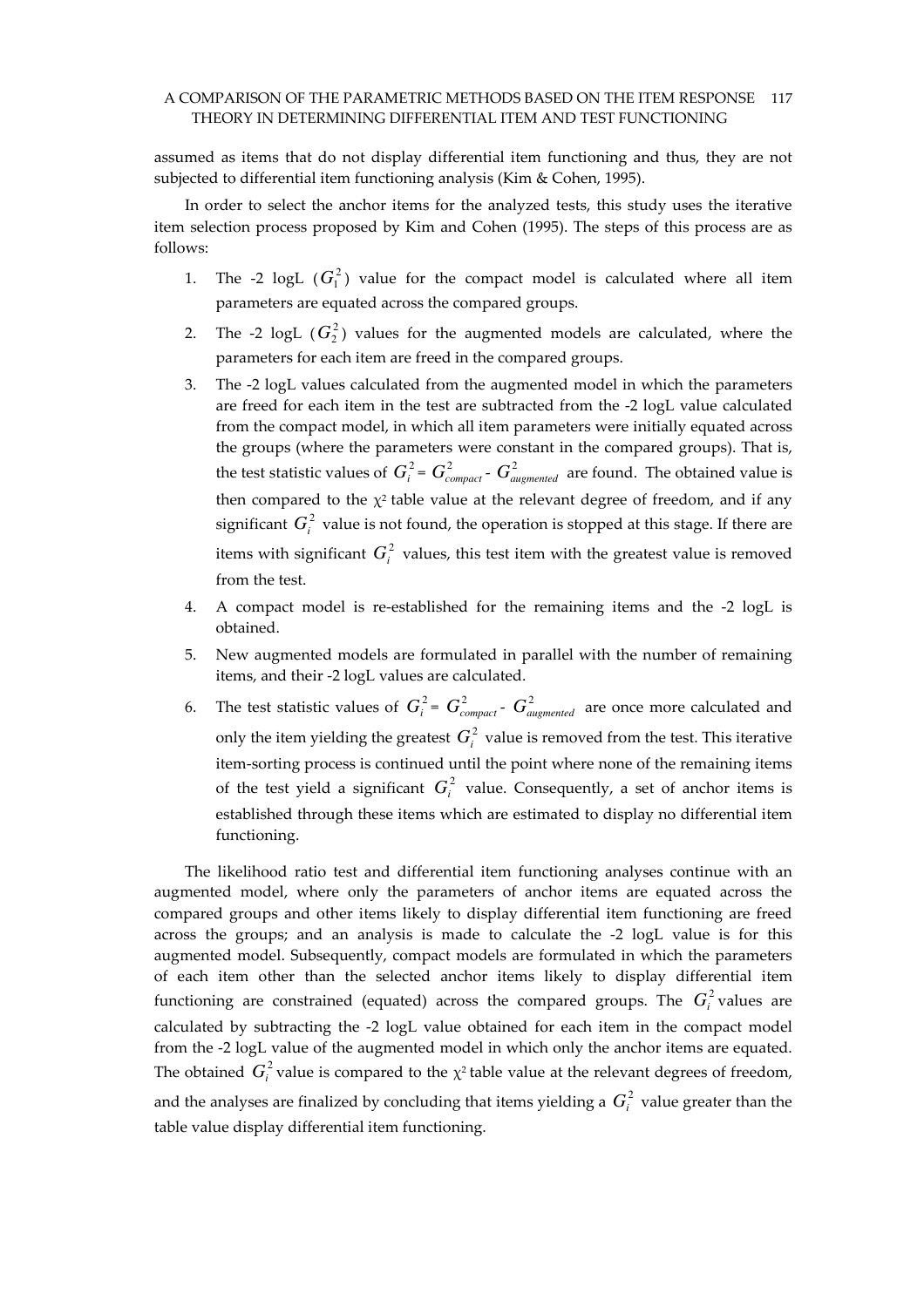assumed as items that do not display differential item functioning and thus, they are not subjected to differential item functioning analysis (Kim & Cohen, 1995).

In order to select the anchor items for the analyzed tests, this study uses the iterative item selection process proposed by Kim and Cohen (1995). The steps of this process are as follows:

1. The -2 logL ($G_1^2$) value for the compact model is calculated where all item parameters are equated across the compared groups.
2. The -2 logL ($G_2^2$) values for the augmented models are calculated, where the parameters for each item are freed in the compared groups.
3. The -2 logL values calculated from the augmented model in which the parameters are freed for each item in the test are subtracted from the -2 logL value calculated from the compact model, in which all item parameters were initially equated across the groups (where the parameters were constant in the compared groups). That is, the test statistic values of $G_i^2 = G_{compact}^2 - G_{augmented}^2$ are found. The obtained value is then compared to the $\chi^2$ table value at the relevant degree of freedom, and if any significant $G_i^2$ value is not found, the operation is stopped at this stage. If there are items with significant $G_i^2$ values, this test item with the greatest value is removed from the test.
4. A compact model is re-established for the remaining items and the -2 logL is obtained.
5. New augmented models are formulated in parallel with the number of remaining items, and their -2 logL values are calculated.
6. The test statistic values of $G_i^2 = G_{compact}^2 - G_{augmented}^2$ are once more calculated and only the item yielding the greatest $G_i^2$ value is removed from the test. This iterative item-sorting process is continued until the point where none of the remaining items of the test yield a significant $G_i^2$ value. Consequently, a set of anchor items is established through these items which are estimated to display no differential item functioning.

The likelihood ratio test and differential item functioning analyses continue with an augmented model, where only the parameters of anchor items are equated across the compared groups and other items likely to display differential item functioning are freed across the groups; and an analysis is made to calculate the -2 logL value is for this augmented model. Subsequently, compact models are formulated in which the parameters of each item other than the selected anchor items likely to display differential item functioning are constrained (equated) across the compared groups. The $G_i^2$ values are calculated by subtracting the -2 logL value obtained for each item in the compact model from the -2 logL value of the augmented model in which only the anchor items are equated. The obtained $G_i^2$ value is compared to the $\chi^2$ table value at the relevant degrees of freedom, and the analyses are finalized by concluding that items yielding a $G_i^2$ value greater than the table value display differential item functioning.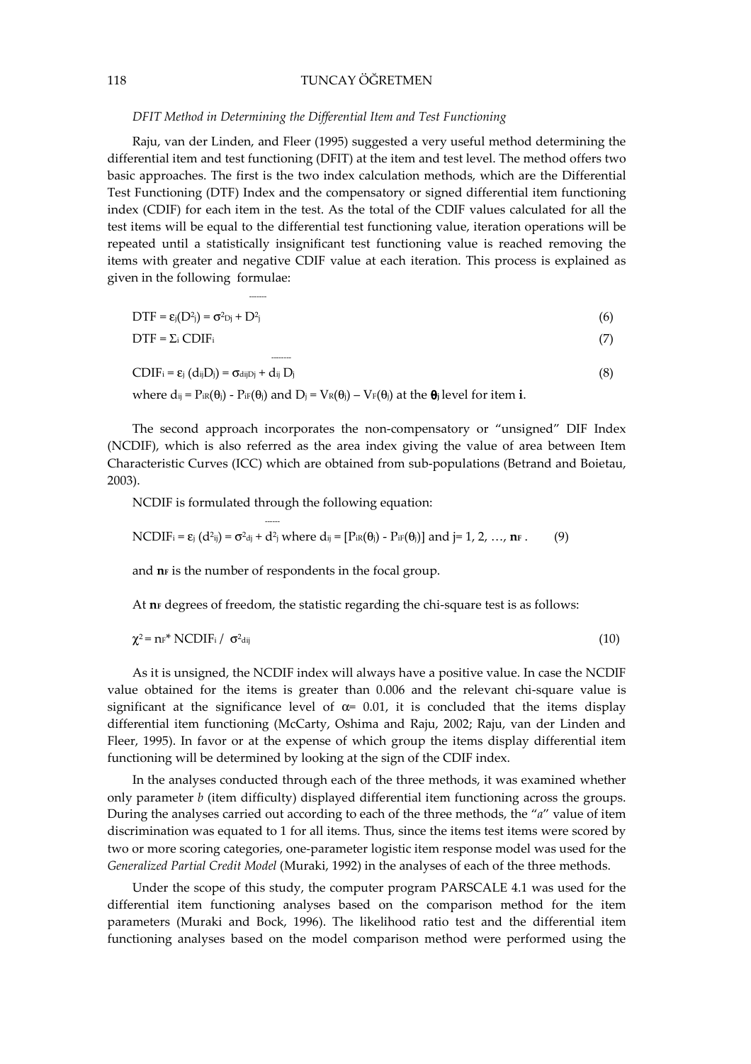*DFIT Method in Determining the Differential Item and Test Functioning*

Raju, van der Linden, and Fleer (1995) suggested a very useful method determining the differential item and test functioning (DFIT) at the item and test level. The method offers two basic approaches. The first is the two index calculation methods, which are the Differential Test Functioning (DTF) Index and the compensatory or signed differential item functioning index (CDIF) for each item in the test. As the total of the CDIF values calculated for all the test items will be equal to the differential test functioning value, iteration operations will be repeated until a statistically insignificant test functioning value is reached removing the items with greater and negative CDIF value at each iteration. This process is explained as given in the following formulae:

$$DTF = \varepsilon_j(D^2_j) = \sigma^2_{Dj} + \overline{D}^2_j \quad (6)$$

$$DTF = \Sigma_i \, CDIF_i \quad (7)$$

$$CDIF_i = \varepsilon_j \, (d_{ij}D_j) = \sigma_{dijDj} + \overline{d_{ij}} \, \overline{D_j} \quad (8)$$

where $d_{ij} = P_{iR}(\theta_j) - P_{iF}(\theta_j)$ and $D_j = V_R(\theta_j) - V_F(\theta_j)$ at the $\boldsymbol{\theta}_j$ level for item **i**.

The second approach incorporates the non-compensatory or "unsigned" DIF Index (NCDIF), which is also referred as the area index giving the value of area between Item Characteristic Curves (ICC) which are obtained from sub-populations (Betrand and Boietau, 2003).

NCDIF is formulated through the following equation:

$$NCDIF_i = \varepsilon_j \, (d^2_{ij}) = \sigma^2_{dj} + \overline{d}^2_j \text{ where } d_{ij} = [P_{iR}(\theta_j) - P_{iF}(\theta_j)] \text{ and } j= 1, 2, \ldots, \mathbf{n}_F . \quad (9)$$

and $\mathbf{n}_F$ is the number of respondents in the focal group.

At $\mathbf{n}_F$ degrees of freedom, the statistic regarding the chi-square test is as follows:

$$\chi^2 = n_F{}^* \, NCDIF_i \, / \, \sigma^2_{dij} \quad (10)$$

As it is unsigned, the NCDIF index will always have a positive value. In case the NCDIF value obtained for the items is greater than 0.006 and the relevant chi-square value is significant at the significance level of $\alpha$= 0.01, it is concluded that the items display differential item functioning (McCarty, Oshima and Raju, 2002; Raju, van der Linden and Fleer, 1995). In favor or at the expense of which group the items display differential item functioning will be determined by looking at the sign of the CDIF index.

In the analyses conducted through each of the three methods, it was examined whether only parameter *b* (item difficulty) displayed differential item functioning across the groups. During the analyses carried out according to each of the three methods, the "*a*" value of item discrimination was equated to 1 for all items. Thus, since the items test items were scored by two or more scoring categories, one-parameter logistic item response model was used for the *Generalized Partial Credit Model* (Muraki, 1992) in the analyses of each of the three methods.

Under the scope of this study, the computer program PARSCALE 4.1 was used for the differential item functioning analyses based on the comparison method for the item parameters (Muraki and Bock, 1996). The likelihood ratio test and the differential item functioning analyses based on the model comparison method were performed using the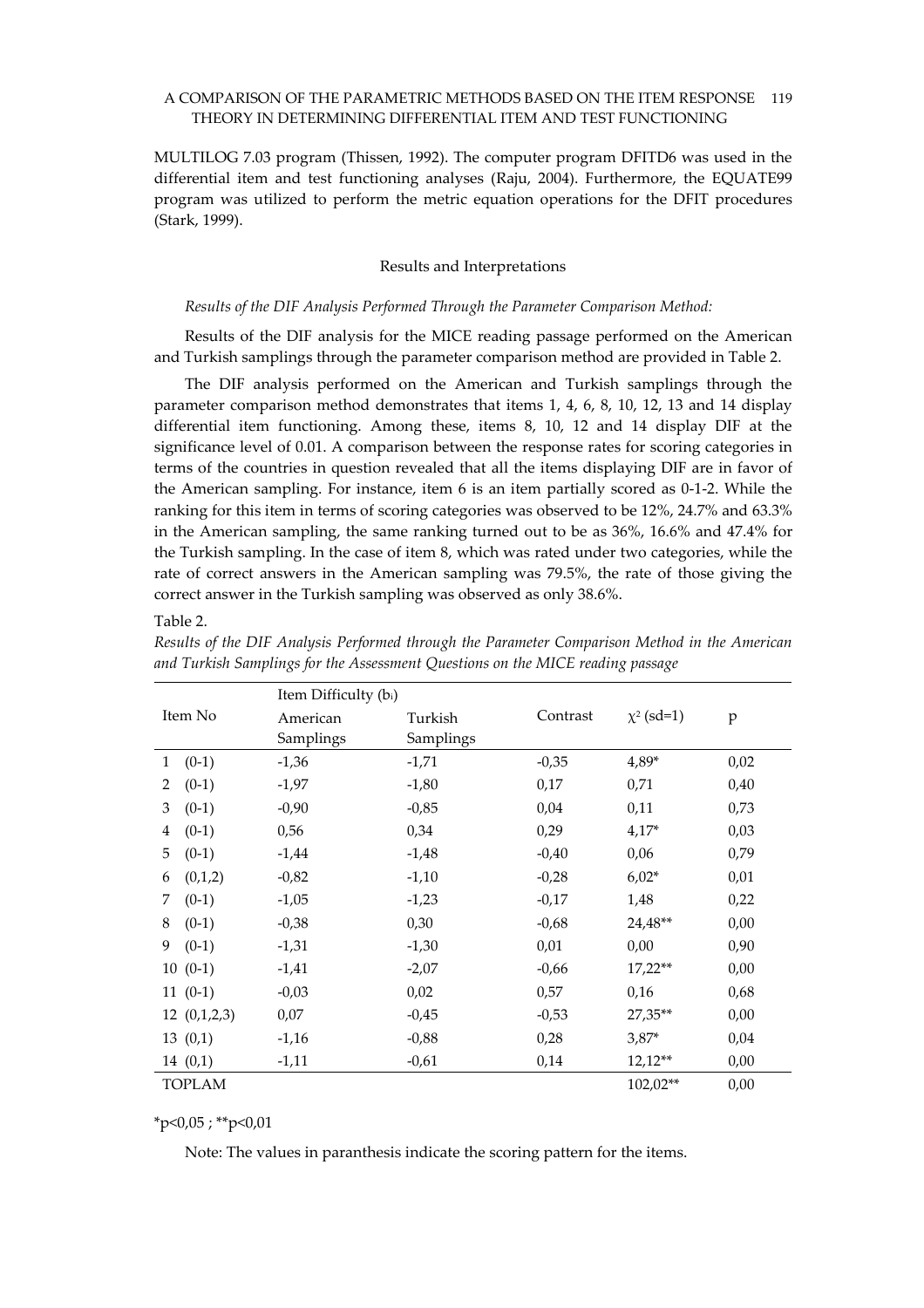MULTILOG 7.03 program (Thissen, 1992). The computer program DFITD6 was used in the differential item and test functioning analyses (Raju, 2004). Furthermore, the EQUATE99 program was utilized to perform the metric equation operations for the DFIT procedures (Stark, 1999).

## Results and Interpretations

*Results of the DIF Analysis Performed Through the Parameter Comparison Method:*

Results of the DIF analysis for the MICE reading passage performed on the American and Turkish samplings through the parameter comparison method are provided in Table 2.

The DIF analysis performed on the American and Turkish samplings through the parameter comparison method demonstrates that items 1, 4, 6, 8, 10, 12, 13 and 14 display differential item functioning. Among these, items 8, 10, 12 and 14 display DIF at the significance level of 0.01. A comparison between the response rates for scoring categories in terms of the countries in question revealed that all the items displaying DIF are in favor of the American sampling. For instance, item 6 is an item partially scored as 0-1-2. While the ranking for this item in terms of scoring categories was observed to be 12%, 24.7% and 63.3% in the American sampling, the same ranking turned out to be as 36%, 16.6% and 47.4% for the Turkish sampling. In the case of item 8, which was rated under two categories, while the rate of correct answers in the American sampling was 79.5%, the rate of those giving the correct answer in the Turkish sampling was observed as only 38.6%.

Table 2.

*Results of the DIF Analysis Performed through the Parameter Comparison Method in the American and Turkish Samplings for the Assessment Questions on the MICE reading passage*

| Item No | Item Difficulty ($b_i$) American Samplings | Turkish Samplings | Contrast | $\chi^2$ (sd=1) | p |
|---|---|---|---|---|---|
| 1 (0-1) | -1,36 | -1,71 | -0,35 | 4,89* | 0,02 |
| 2 (0-1) | -1,97 | -1,80 | 0,17 | 0,71 | 0,40 |
| 3 (0-1) | -0,90 | -0,85 | 0,04 | 0,11 | 0,73 |
| 4 (0-1) | 0,56 | 0,34 | 0,29 | 4,17* | 0,03 |
| 5 (0-1) | -1,44 | -1,48 | -0,40 | 0,06 | 0,79 |
| 6 (0,1,2) | -0,82 | -1,10 | -0,28 | 6,02* | 0,01 |
| 7 (0-1) | -1,05 | -1,23 | -0,17 | 1,48 | 0,22 |
| 8 (0-1) | -0,38 | 0,30 | -0,68 | 24,48** | 0,00 |
| 9 (0-1) | -1,31 | -1,30 | 0,01 | 0,00 | 0,90 |
| 10 (0-1) | -1,41 | -2,07 | -0,66 | 17,22** | 0,00 |
| 11 (0-1) | -0,03 | 0,02 | 0,57 | 0,16 | 0,68 |
| 12 (0,1,2,3) | 0,07 | -0,45 | -0,53 | 27,35** | 0,00 |
| 13 (0,1) | -1,16 | -0,88 | 0,28 | 3,87* | 0,04 |
| 14 (0,1) | -1,11 | -0,61 | 0,14 | 12,12** | 0,00 |
| TOPLAM | | | | 102,02** | 0,00 |

*p<0,05 ; **p<0,01

Note: The values in paranthesis indicate the scoring pattern for the items.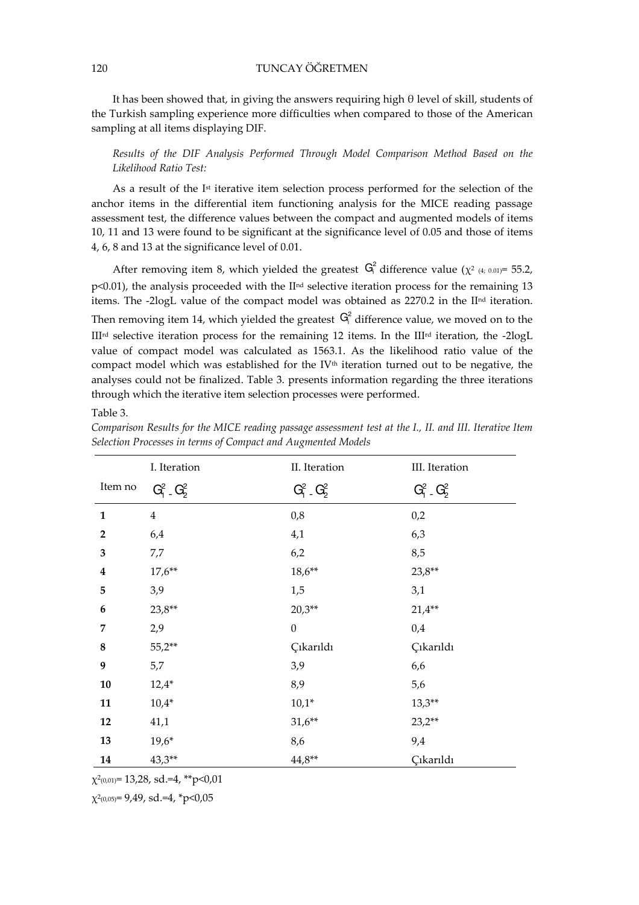It has been showed that, in giving the answers requiring high θ level of skill, students of the Turkish sampling experience more difficulties when compared to those of the American sampling at all items displaying DIF.

*Results of the DIF Analysis Performed Through Model Comparison Method Based on the Likelihood Ratio Test:*

As a result of the I[st] iterative item selection process performed for the selection of the anchor items in the differential item functioning analysis for the MICE reading passage assessment test, the difference values between the compact and augmented models of items 10, 11 and 13 were found to be significant at the significance level of 0.05 and those of items 4, 6, 8 and 13 at the significance level of 0.01.

After removing item 8, which yielded the greatest $G_i^2$ difference value ($\chi^2_{(4;\ 0.01)}$= 55.2, p<0.01), the analysis proceeded with the II[nd] selective iteration process for the remaining 13 items. The -2logL value of the compact model was obtained as 2270.2 in the II[nd] iteration. Then removing item 14, which yielded the greatest $G_i^2$ difference value, we moved on to the III[rd] selective iteration process for the remaining 12 items. In the III[rd] iteration, the -2logL value of compact model was calculated as 1563.1. As the likelihood ratio value of the compact model which was established for the IV[th] iteration turned out to be negative, the analyses could not be finalized. Table 3. presents information regarding the three iterations through which the iterative item selection processes were performed.

Table 3.

*Comparison Results for the MICE reading passage assessment test at the I., II. and III. Iterative Item Selection Processes in terms of Compact and Augmented Models*

| | I. Iteration | II. Iteration | III. Iteration |
|---|---|---|---|
| Item no | $G_1^2 - G_2^2$ | $G_1^2 - G_2^2$ | $G_1^2 - G_2^2$ |
| **1** | 4 | 0,8 | 0,2 |
| **2** | 6,4 | 4,1 | 6,3 |
| **3** | 7,7 | 6,2 | 8,5 |
| **4** | 17,6** | 18,6** | 23,8** |
| **5** | 3,9 | 1,5 | 3,1 |
| **6** | 23,8** | 20,3** | 21,4** |
| **7** | 2,9 | 0 | 0,4 |
| **8** | 55,2** | Çıkarıldı | Çıkarıldı |
| **9** | 5,7 | 3,9 | 6,6 |
| **10** | 12,4* | 8,9 | 5,6 |
| **11** | 10,4* | 10,1* | 13,3** |
| **12** | 41,1 | 31,6** | 23,2** |
| **13** | 19,6* | 8,6 | 9,4 |
| **14** | 43,3** | 44,8** | Çıkarıldı |

$\chi^2_{(0,01)}$= 13,28, sd.=4, **p<0,01

$\chi^2_{(0,05)}$= 9,49, sd.=4, *p<0,05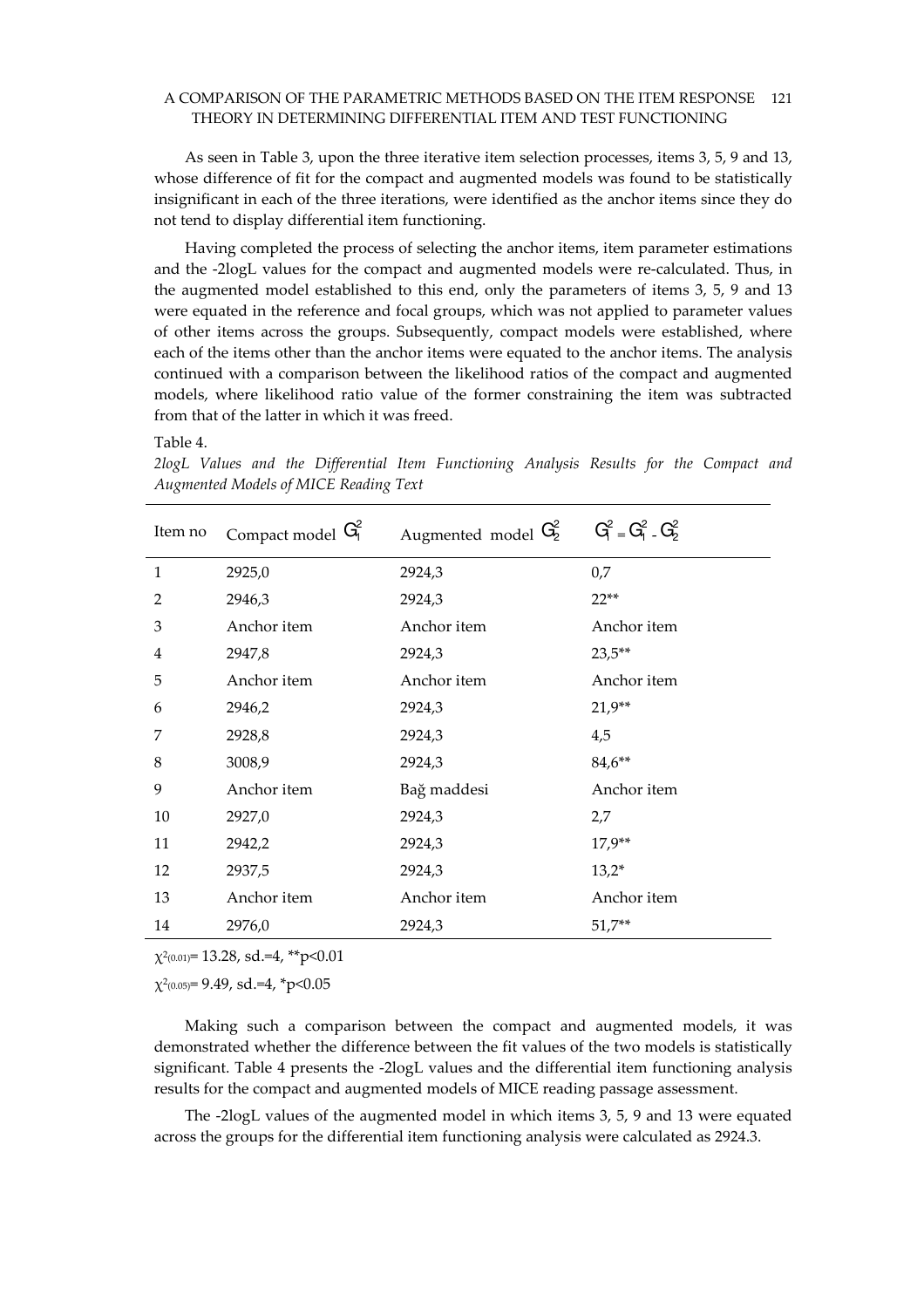As seen in Table 3, upon the three iterative item selection processes, items 3, 5, 9 and 13, whose difference of fit for the compact and augmented models was found to be statistically insignificant in each of the three iterations, were identified as the anchor items since they do not tend to display differential item functioning.

Having completed the process of selecting the anchor items, item parameter estimations and the -2logL values for the compact and augmented models were re-calculated. Thus, in the augmented model established to this end, only the parameters of items 3, 5, 9 and 13 were equated in the reference and focal groups, which was not applied to parameter values of other items across the groups. Subsequently, compact models were established, where each of the items other than the anchor items were equated to the anchor items. The analysis continued with a comparison between the likelihood ratios of the compact and augmented models, where likelihood ratio value of the former constraining the item was subtracted from that of the latter in which it was freed.

Table 4.

*2logL Values and the Differential Item Functioning Analysis Results for the Compact and Augmented Models of MICE Reading Text*

| Item no | Compact model $G_1^2$ | Augmented model $G_2^2$ | $G^2 = G_1^2 - G_2^2$ |
|---|---|---|---|
| 1 | 2925,0 | 2924,3 | 0,7 |
| 2 | 2946,3 | 2924,3 | 22** |
| 3 | Anchor item | Anchor item | Anchor item |
| 4 | 2947,8 | 2924,3 | 23,5** |
| 5 | Anchor item | Anchor item | Anchor item |
| 6 | 2946,2 | 2924,3 | 21,9** |
| 7 | 2928,8 | 2924,3 | 4,5 |
| 8 | 3008,9 | 2924,3 | 84,6** |
| 9 | Anchor item | Bağ maddesi | Anchor item |
| 10 | 2927,0 | 2924,3 | 2,7 |
| 11 | 2942,2 | 2924,3 | 17,9** |
| 12 | 2937,5 | 2924,3 | 13,2* |
| 13 | Anchor item | Anchor item | Anchor item |
| 14 | 2976,0 | 2924,3 | 51,7** |

$\chi^2_{(0.01)}$= 13.28, sd.=4, **p<0.01

$\chi^2_{(0.05)}$= 9.49, sd.=4, *p<0.05

Making such a comparison between the compact and augmented models, it was demonstrated whether the difference between the fit values of the two models is statistically significant. Table 4 presents the -2logL values and the differential item functioning analysis results for the compact and augmented models of MICE reading passage assessment.

The -2logL values of the augmented model in which items 3, 5, 9 and 13 were equated across the groups for the differential item functioning analysis were calculated as 2924.3.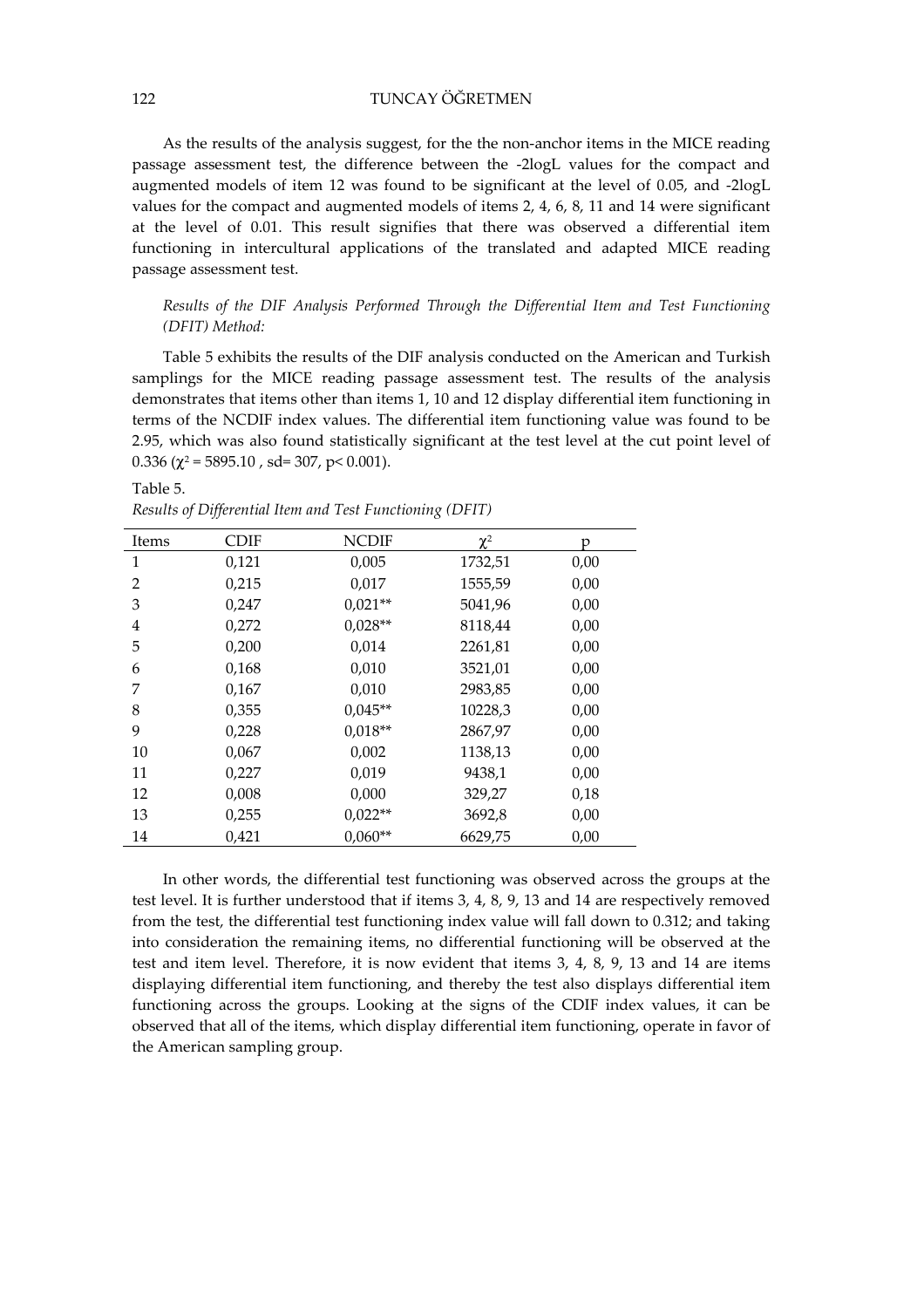As the results of the analysis suggest, for the the non-anchor items in the MICE reading passage assessment test, the difference between the -2logL values for the compact and augmented models of item 12 was found to be significant at the level of 0.05, and -2logL values for the compact and augmented models of items 2, 4, 6, 8, 11 and 14 were significant at the level of 0.01. This result signifies that there was observed a differential item functioning in intercultural applications of the translated and adapted MICE reading passage assessment test.

*Results of the DIF Analysis Performed Through the Differential Item and Test Functioning (DFIT) Method:*

Table 5 exhibits the results of the DIF analysis conducted on the American and Turkish samplings for the MICE reading passage assessment test. The results of the analysis demonstrates that items other than items 1, 10 and 12 display differential item functioning in terms of the NCDIF index values. The differential item functioning value was found to be 2.95, which was also found statistically significant at the test level at the cut point level of 0.336 ($\chi^2 = 5895.10$ , sd= 307, $p< 0.001$).

Table 5.
*Results of Differential Item and Test Functioning (DFIT)*

| Items | CDIF | NCDIF | $\chi^2$ | p |
|---|---|---|---|---|
| 1 | 0,121 | 0,005 | 1732,51 | 0,00 |
| 2 | 0,215 | 0,017 | 1555,59 | 0,00 |
| 3 | 0,247 | 0,021** | 5041,96 | 0,00 |
| 4 | 0,272 | 0,028** | 8118,44 | 0,00 |
| 5 | 0,200 | 0,014 | 2261,81 | 0,00 |
| 6 | 0,168 | 0,010 | 3521,01 | 0,00 |
| 7 | 0,167 | 0,010 | 2983,85 | 0,00 |
| 8 | 0,355 | 0,045** | 10228,3 | 0,00 |
| 9 | 0,228 | 0,018** | 2867,97 | 0,00 |
| 10 | 0,067 | 0,002 | 1138,13 | 0,00 |
| 11 | 0,227 | 0,019 | 9438,1 | 0,00 |
| 12 | 0,008 | 0,000 | 329,27 | 0,18 |
| 13 | 0,255 | 0,022** | 3692,8 | 0,00 |
| 14 | 0,421 | 0,060** | 6629,75 | 0,00 |

In other words, the differential test functioning was observed across the groups at the test level. It is further understood that if items 3, 4, 8, 9, 13 and 14 are respectively removed from the test, the differential test functioning index value will fall down to 0.312; and taking into consideration the remaining items, no differential functioning will be observed at the test and item level. Therefore, it is now evident that items 3, 4, 8, 9, 13 and 14 are items displaying differential item functioning, and thereby the test also displays differential item functioning across the groups. Looking at the signs of the CDIF index values, it can be observed that all of the items, which display differential item functioning, operate in favor of the American sampling group.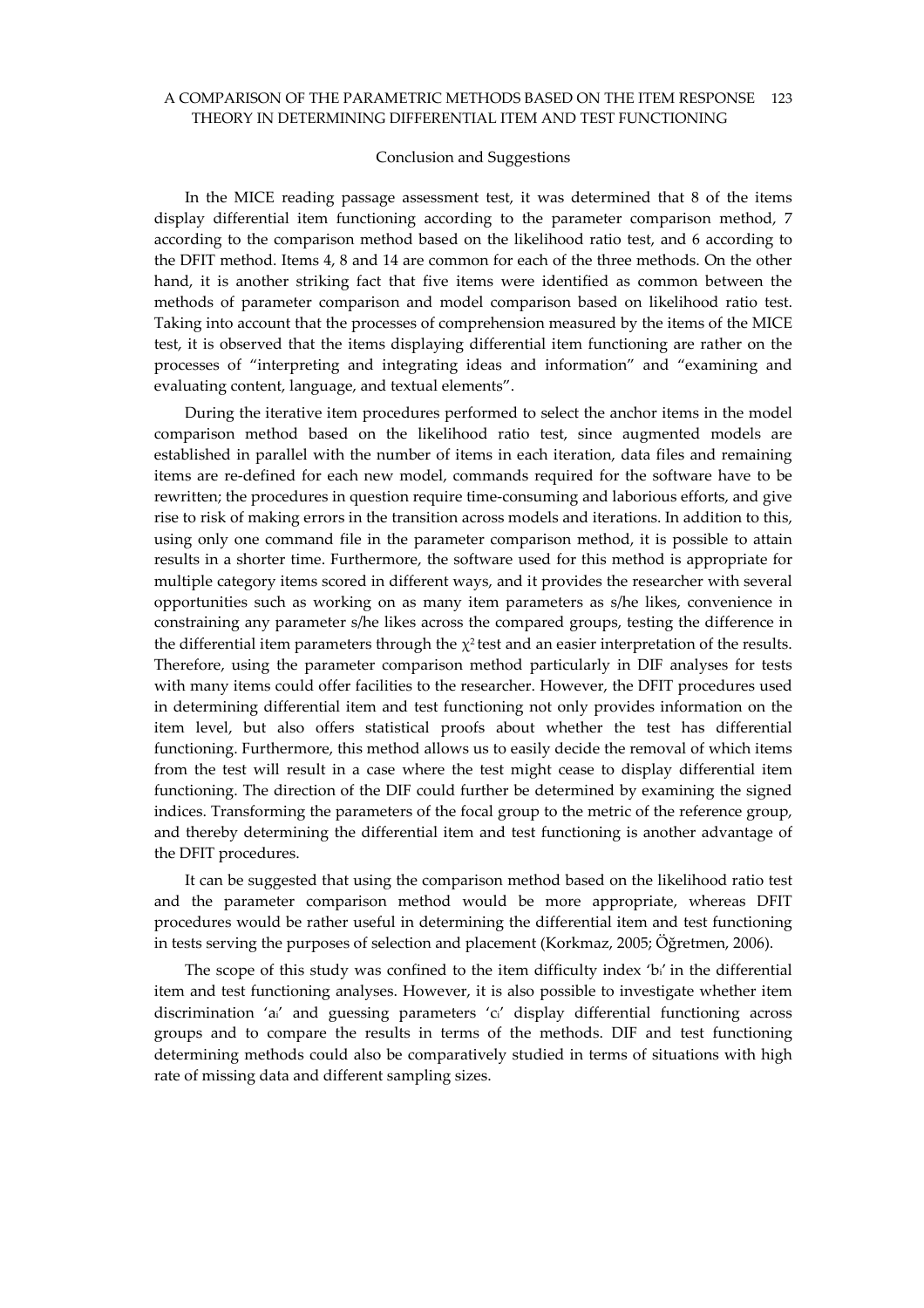## Conclusion and Suggestions

In the MICE reading passage assessment test, it was determined that 8 of the items display differential item functioning according to the parameter comparison method, 7 according to the comparison method based on the likelihood ratio test, and 6 according to the DFIT method. Items 4, 8 and 14 are common for each of the three methods. On the other hand, it is another striking fact that five items were identified as common between the methods of parameter comparison and model comparison based on likelihood ratio test. Taking into account that the processes of comprehension measured by the items of the MICE test, it is observed that the items displaying differential item functioning are rather on the processes of "interpreting and integrating ideas and information" and "examining and evaluating content, language, and textual elements".

During the iterative item procedures performed to select the anchor items in the model comparison method based on the likelihood ratio test, since augmented models are established in parallel with the number of items in each iteration, data files and remaining items are re-defined for each new model, commands required for the software have to be rewritten; the procedures in question require time-consuming and laborious efforts, and give rise to risk of making errors in the transition across models and iterations. In addition to this, using only one command file in the parameter comparison method, it is possible to attain results in a shorter time. Furthermore, the software used for this method is appropriate for multiple category items scored in different ways, and it provides the researcher with several opportunities such as working on as many item parameters as s/he likes, convenience in constraining any parameter s/he likes across the compared groups, testing the difference in the differential item parameters through the $\chi^2$ test and an easier interpretation of the results. Therefore, using the parameter comparison method particularly in DIF analyses for tests with many items could offer facilities to the researcher. However, the DFIT procedures used in determining differential item and test functioning not only provides information on the item level, but also offers statistical proofs about whether the test has differential functioning. Furthermore, this method allows us to easily decide the removal of which items from the test will result in a case where the test might cease to display differential item functioning. The direction of the DIF could further be determined by examining the signed indices. Transforming the parameters of the focal group to the metric of the reference group, and thereby determining the differential item and test functioning is another advantage of the DFIT procedures.

It can be suggested that using the comparison method based on the likelihood ratio test and the parameter comparison method would be more appropriate, whereas DFIT procedures would be rather useful in determining the differential item and test functioning in tests serving the purposes of selection and placement (Korkmaz, 2005; Öğretmen, 2006).

The scope of this study was confined to the item difficulty index '$b_i$' in the differential item and test functioning analyses. However, it is also possible to investigate whether item discrimination '$a_i$' and guessing parameters '$c_i$' display differential functioning across groups and to compare the results in terms of the methods. DIF and test functioning determining methods could also be comparatively studied in terms of situations with high rate of missing data and different sampling sizes.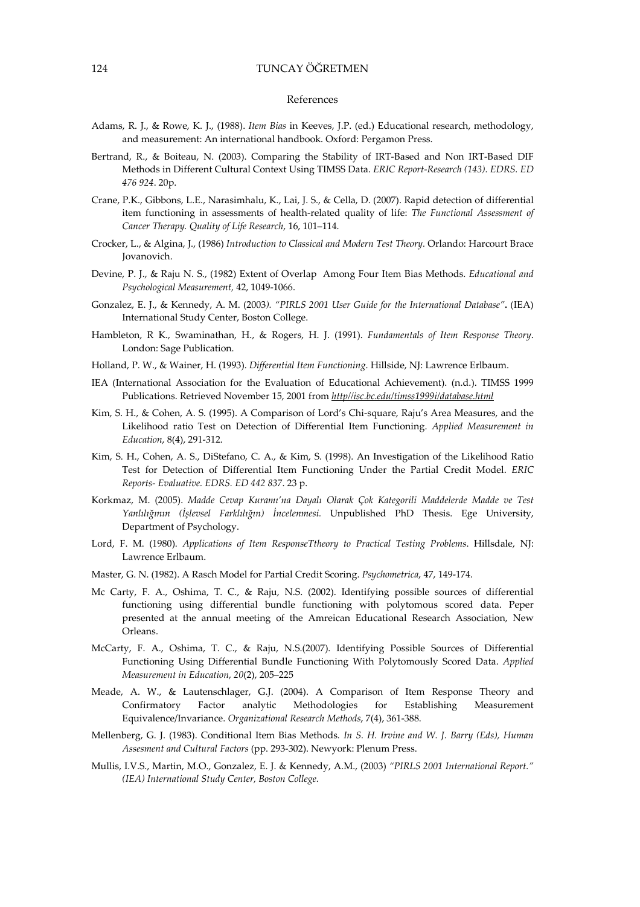## References

Adams, R. J., & Rowe, K. J., (1988). *Item Bias* in Keeves, J.P. (ed.) Educational research, methodology, and measurement: An international handbook. Oxford: Pergamon Press.

Bertrand, R., & Boiteau, N. (2003). Comparing the Stability of IRT-Based and Non IRT-Based DIF Methods in Different Cultural Context Using TIMSS Data. *ERIC Report-Research (143). EDRS. ED 476 924*. 20p.

Crane, P.K., Gibbons, L.E., Narasimhalu, K., Lai, J. S., & Cella, D. (2007). Rapid detection of differential item functioning in assessments of health-related quality of life: *The Functional Assessment of Cancer Therapy. Quality of Life Research*, 16, 101–114.

Crocker, L., & Algina, J., (1986) *Introduction to Classical and Modern Test Theory.* Orlando: Harcourt Brace Jovanovich.

Devine, P. J., & Raju N. S., (1982) Extent of Overlap Among Four Item Bias Methods. *Educational and Psychological Measurement,* 42, 1049-1066.

Gonzalez, E. J., & Kennedy, A. M. (2003*). "PIRLS 2001 User Guide for the International Database"***.** (IEA) International Study Center, Boston College.

Hambleton, R K., Swaminathan, H., & Rogers, H. J. (1991). *Fundamentals of Item Response Theory*. London: Sage Publication.

Holland, P. W., & Wainer, H. (1993). *Differential Item Functioning*. Hillside, NJ: Lawrence Erlbaum.

IEA (International Association for the Evaluation of Educational Achievement). (n.d.). TIMSS 1999 Publications. Retrieved November 15, 2001 from *http//isc.bc.edu/timss1999i/database.html*

Kim, S. H., & Cohen, A. S. (1995). A Comparison of Lord's Chi-square, Raju's Area Measures, and the Likelihood ratio Test on Detection of Differential Item Functioning. *Applied Measurement in Education*, 8(4), 291-312.

Kim, S. H., Cohen, A. S., DiStefano, C. A., & Kim, S. (1998). An Investigation of the Likelihood Ratio Test for Detection of Differential Item Functioning Under the Partial Credit Model. *ERIC Reports- Evaluative. EDRS. ED 442 837*. 23 p.

Korkmaz, M. (2005). *Madde Cevap Kuramı'na Dayalı Olarak Çok Kategorili Maddelerde Madde ve Test Yanlılığının (İşlevsel Farklılığın) İncelenmesi.* Unpublished PhD Thesis. Ege University, Department of Psychology.

Lord, F. M. (1980). *Applications of Item ResponseTtheory to Practical Testing Problems*. Hillsdale, NJ: Lawrence Erlbaum.

Master, G. N. (1982). A Rasch Model for Partial Credit Scoring. *Psychometrica*, 47, 149-174.

Mc Carty, F. A., Oshima, T. C., & Raju, N.S. (2002). Identifying possible sources of differential functioning using differential bundle functioning with polytomous scored data. Peper presented at the annual meeting of the Amreican Educational Research Association, New Orleans.

McCarty, F. A., Oshima, T. C., & Raju, N.S.(2007). Identifying Possible Sources of Differential Functioning Using Differential Bundle Functioning With Polytomously Scored Data. *Applied Measurement in Education*, *20*(2), 205–225

Meade, A. W., & Lautenschlager, G.J. (2004). A Comparison of Item Response Theory and Confirmatory Factor analytic Methodologies for Establishing Measurement Equivalence/Invariance. *Organizational Research Methods*, 7(4), 361-388.

Mellenberg, G. J. (1983). Conditional Item Bias Methods. *In S. H. Irvine and W. J. Barry (Eds), Human Assesment and Cultural Factors* (pp. 293-302). Newyork: Plenum Press.

Mullis, I.V.S., Martin, M.O., Gonzalez, E. J. & Kennedy, A.M., (2003) *"PIRLS 2001 International Report." (IEA) International Study Center, Boston College.*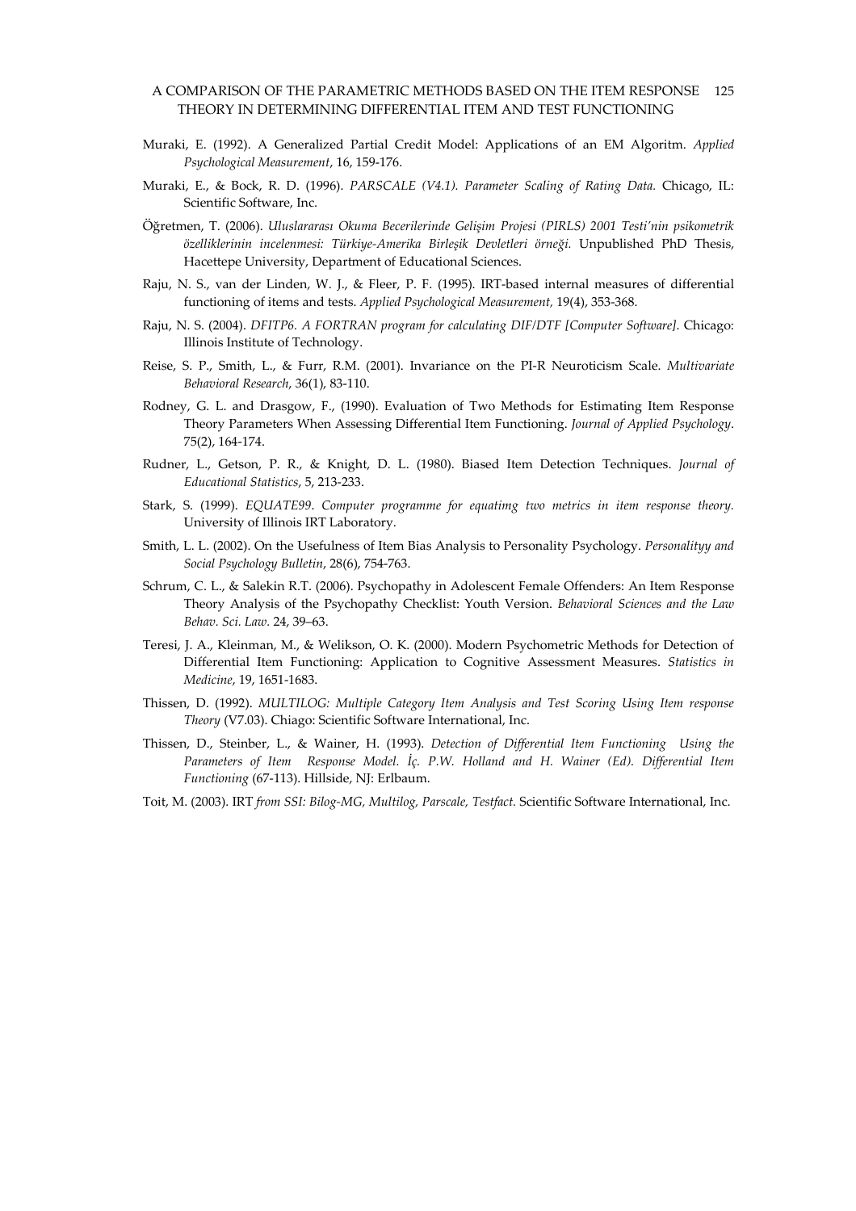Muraki, E. (1992). A Generalized Partial Credit Model: Applications of an EM Algoritm. *Applied Psychological Measurement*, 16, 159-176.

Muraki, E., & Bock, R. D. (1996). *PARSCALE (V4.1). Parameter Scaling of Rating Data.* Chicago, IL: Scientific Software, Inc.

Öğretmen, T. (2006). *Uluslararası Okuma Becerilerinde Gelişim Projesi (PIRLS) 2001 Testi'nin psikometrik özelliklerinin incelenmesi: Türkiye-Amerika Birleşik Devletleri örneği.* Unpublished PhD Thesis, Hacettepe University, Department of Educational Sciences.

Raju, N. S., van der Linden, W. J., & Fleer, P. F. (1995). IRT-based internal measures of differential functioning of items and tests. *Applied Psychological Measurement,* 19(4), 353-368.

Raju, N. S. (2004). *DFITP6. A FORTRAN program for calculating DIF/DTF [Computer Software]*. Chicago: Illinois Institute of Technology.

Reise, S. P., Smith, L., & Furr, R.M. (2001). Invariance on the PI-R Neuroticism Scale. *Multivariate Behavioral Research*, 36(1), 83-110.

Rodney, G. L. and Drasgow, F., (1990). Evaluation of Two Methods for Estimating Item Response Theory Parameters When Assessing Differential Item Functioning. *Journal of Applied Psychology*. 75(2), 164-174.

Rudner, L., Getson, P. R., & Knight, D. L. (1980). Biased Item Detection Techniques. *Journal of Educational Statistics*, 5, 213-233.

Stark, S. (1999). *EQUATE99*. *Computer programme for equatimg two metrics in item response theory.* University of Illinois IRT Laboratory.

Smith, L. L. (2002). On the Usefulness of Item Bias Analysis to Personality Psychology. *Personalityy and Social Psychology Bulletin*, 28(6), 754-763.

Schrum, C. L., & Salekin R.T. (2006). Psychopathy in Adolescent Female Offenders: An Item Response Theory Analysis of the Psychopathy Checklist: Youth Version. *Behavioral Sciences and the Law Behav. Sci. Law*. 24, 39–63.

Teresi, J. A., Kleinman, M., & Welikson, O. K. (2000). Modern Psychometric Methods for Detection of Differential Item Functioning: Application to Cognitive Assessment Measures. *Statistics in Medicine*, 19, 1651-1683.

Thissen, D. (1992). *MULTILOG: Multiple Category Item Analysis and Test Scoring Using Item response Theory* (V7.03). Chiago: Scientific Software International, Inc.

Thissen, D., Steinber, L., & Wainer, H. (1993). *Detection of Differential Item Functioning Using the Parameters of Item Response Model. İç. P.W. Holland and H. Wainer (Ed). Differential Item Functioning* (67-113). Hillside, NJ: Erlbaum.

Toit, M. (2003). IRT *from SSI: Bilog-MG, Multilog, Parscale, Testfact.* Scientific Software International, Inc.